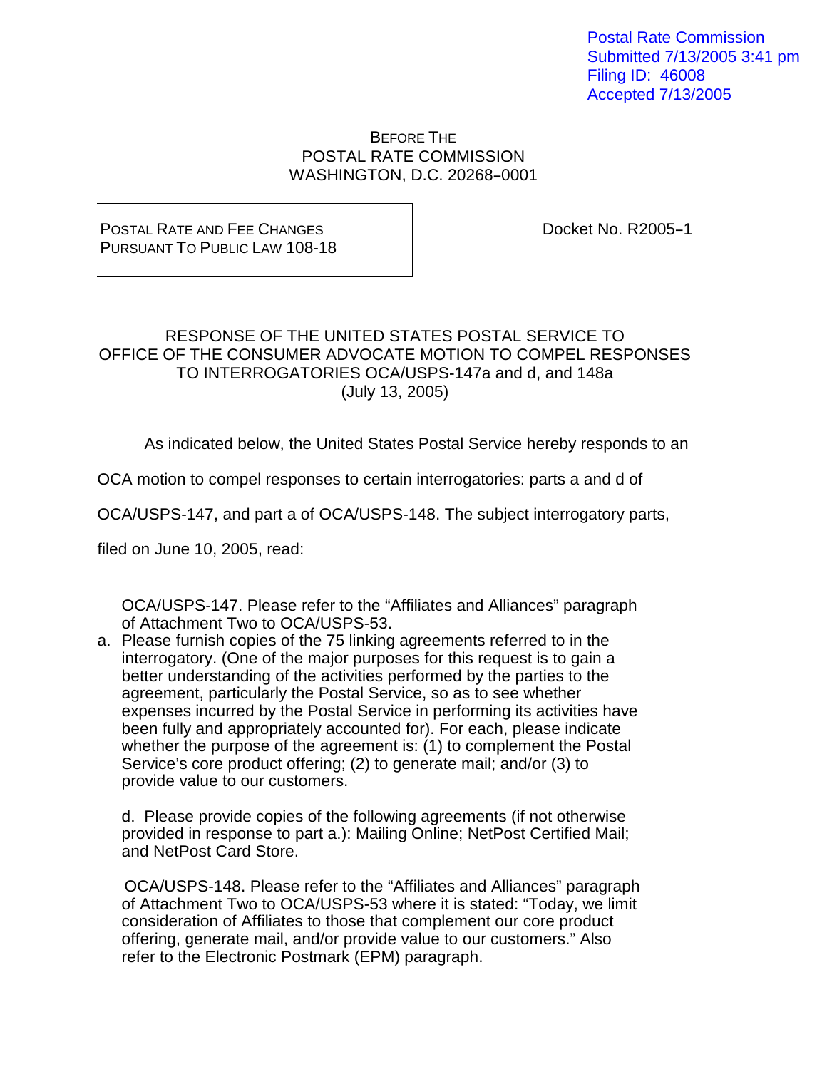Postal Rate Commission
Submitted 7/13/2005 3:41 pm
Filing ID: 46008
Accepted 7/13/2005

BEFORE THE
POSTAL RATE COMMISSION
WASHINGTON, D.C. 20268–0001

POSTAL RATE AND FEE CHANGES
PURSUANT TO PUBLIC LAW 108-18

Docket No. R2005–1

RESPONSE OF THE UNITED STATES POSTAL SERVICE TO
OFFICE OF THE CONSUMER ADVOCATE MOTION TO COMPEL RESPONSES
TO INTERROGATORIES OCA/USPS-147a and d, and 148a
(July 13, 2005)

As indicated below, the United States Postal Service hereby responds to an OCA motion to compel responses to certain interrogatories: parts a and d of OCA/USPS-147, and part a of OCA/USPS-148. The subject interrogatory parts, filed on June 10, 2005, read:

> OCA/USPS-147. Please refer to the "Affiliates and Alliances" paragraph of Attachment Two to OCA/USPS-53.
>
> a. Please furnish copies of the 75 linking agreements referred to in the interrogatory. (One of the major purposes for this request is to gain a better understanding of the activities performed by the parties to the agreement, particularly the Postal Service, so as to see whether expenses incurred by the Postal Service in performing its activities have been fully and appropriately accounted for). For each, please indicate whether the purpose of the agreement is: (1) to complement the Postal Service's core product offering; (2) to generate mail; and/or (3) to provide value to our customers.
>
> d. Please provide copies of the following agreements (if not otherwise provided in response to part a.): Mailing Online; NetPost Certified Mail; and NetPost Card Store.
>
> OCA/USPS-148. Please refer to the "Affiliates and Alliances" paragraph of Attachment Two to OCA/USPS-53 where it is stated: "Today, we limit consideration of Affiliates to those that complement our core product offering, generate mail, and/or provide value to our customers." Also refer to the Electronic Postmark (EPM) paragraph.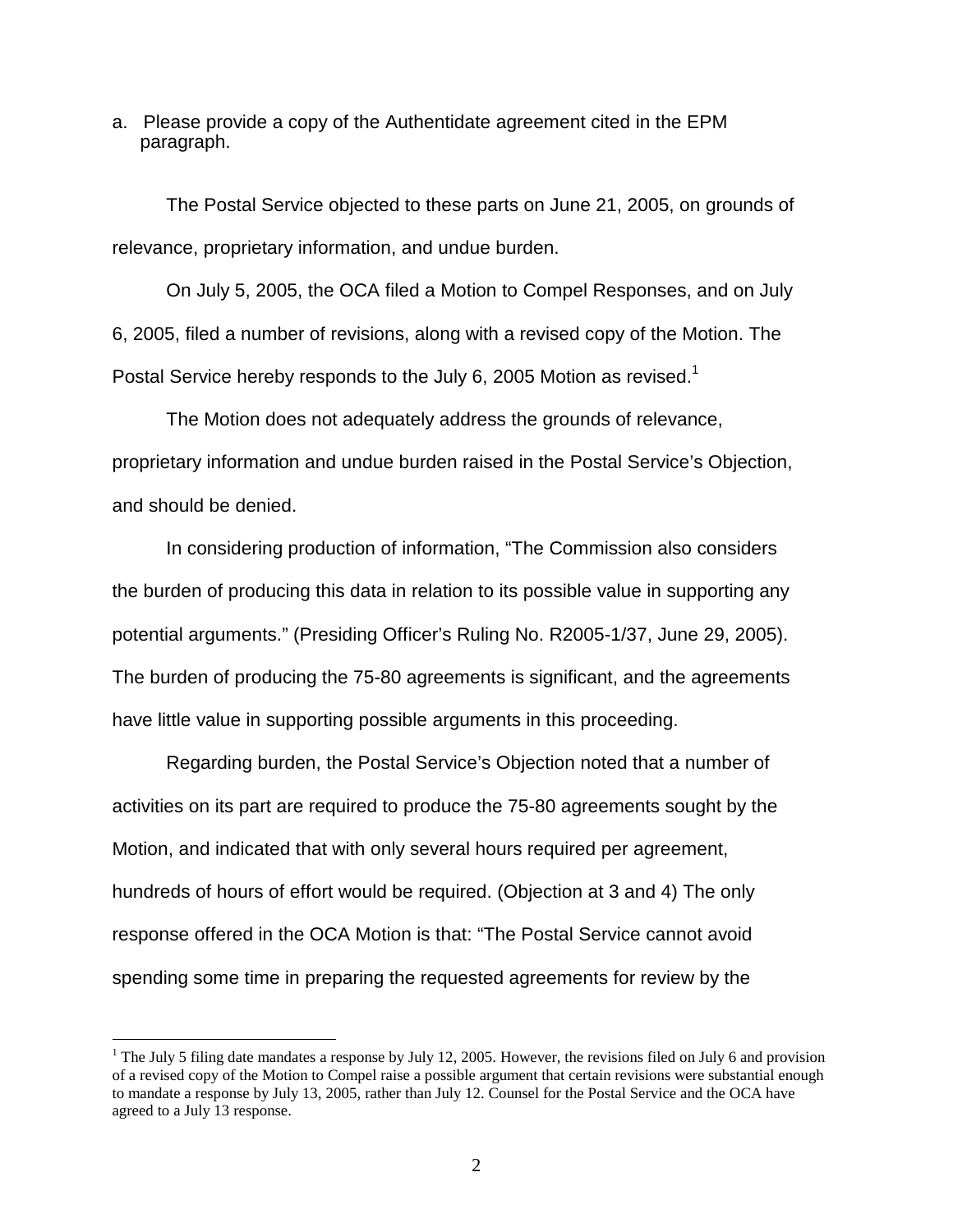a. Please provide a copy of the Authentidate agreement cited in the EPM paragraph.

The Postal Service objected to these parts on June 21, 2005, on grounds of relevance, proprietary information, and undue burden.

On July 5, 2005, the OCA filed a Motion to Compel Responses, and on July 6, 2005, filed a number of revisions, along with a revised copy of the Motion. The Postal Service hereby responds to the July 6, 2005 Motion as revised.[1]

The Motion does not adequately address the grounds of relevance, proprietary information and undue burden raised in the Postal Service's Objection, and should be denied.

In considering production of information, "The Commission also considers the burden of producing this data in relation to its possible value in supporting any potential arguments." (Presiding Officer's Ruling No. R2005-1/37, June 29, 2005). The burden of producing the 75-80 agreements is significant, and the agreements have little value in supporting possible arguments in this proceeding.

Regarding burden, the Postal Service's Objection noted that a number of activities on its part are required to produce the 75-80 agreements sought by the Motion, and indicated that with only several hours required per agreement, hundreds of hours of effort would be required. (Objection at 3 and 4) The only response offered in the OCA Motion is that: "The Postal Service cannot avoid spending some time in preparing the requested agreements for review by the

---

[1] The July 5 filing date mandates a response by July 12, 2005. However, the revisions filed on July 6 and provision of a revised copy of the Motion to Compel raise a possible argument that certain revisions were substantial enough to mandate a response by July 13, 2005, rather than July 12. Counsel for the Postal Service and the OCA have agreed to a July 13 response.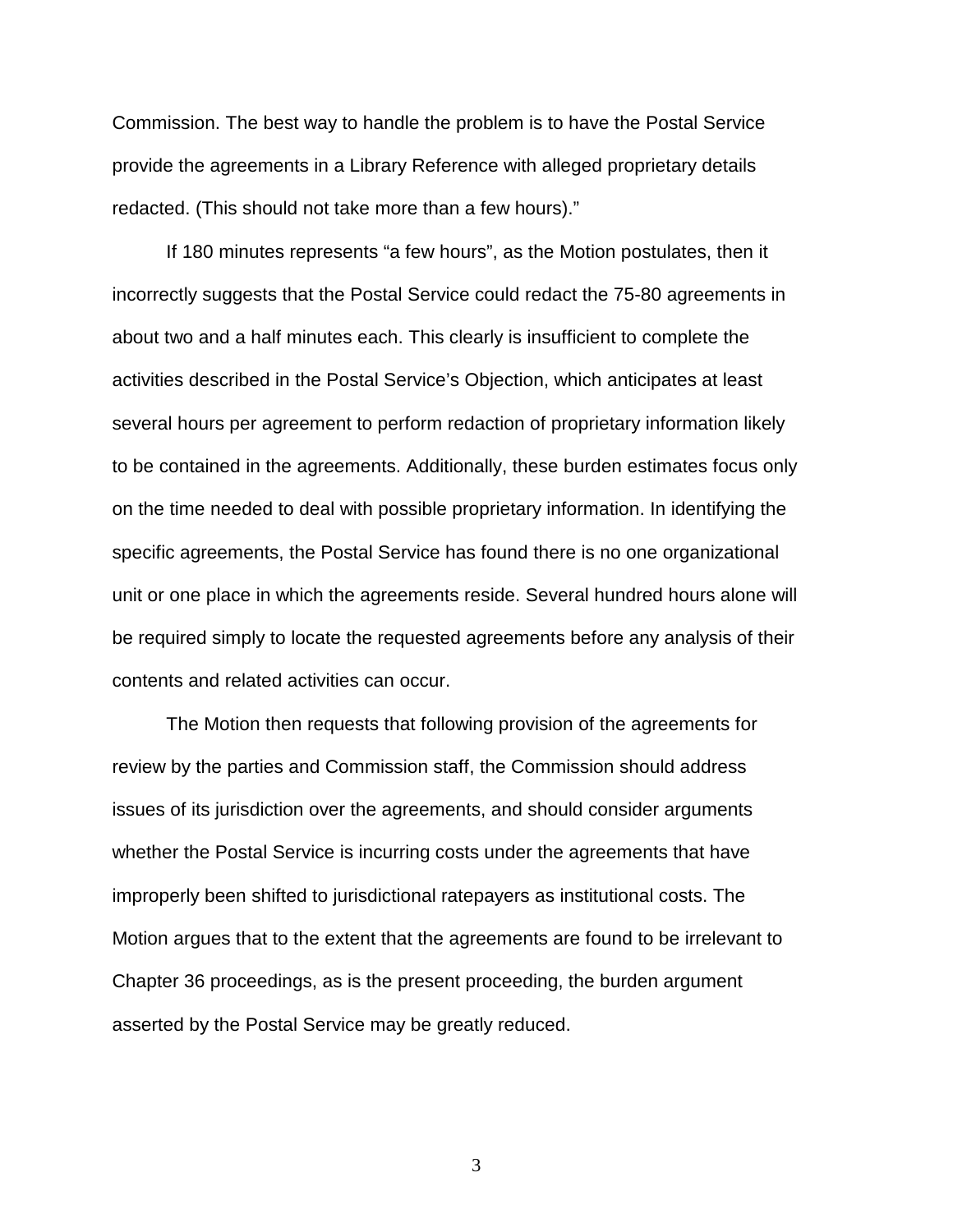Commission. The best way to handle the problem is to have the Postal Service provide the agreements in a Library Reference with alleged proprietary details redacted. (This should not take more than a few hours)."

If 180 minutes represents "a few hours", as the Motion postulates, then it incorrectly suggests that the Postal Service could redact the 75-80 agreements in about two and a half minutes each. This clearly is insufficient to complete the activities described in the Postal Service's Objection, which anticipates at least several hours per agreement to perform redaction of proprietary information likely to be contained in the agreements. Additionally, these burden estimates focus only on the time needed to deal with possible proprietary information. In identifying the specific agreements, the Postal Service has found there is no one organizational unit or one place in which the agreements reside. Several hundred hours alone will be required simply to locate the requested agreements before any analysis of their contents and related activities can occur.

The Motion then requests that following provision of the agreements for review by the parties and Commission staff, the Commission should address issues of its jurisdiction over the agreements, and should consider arguments whether the Postal Service is incurring costs under the agreements that have improperly been shifted to jurisdictional ratepayers as institutional costs. The Motion argues that to the extent that the agreements are found to be irrelevant to Chapter 36 proceedings, as is the present proceeding, the burden argument asserted by the Postal Service may be greatly reduced.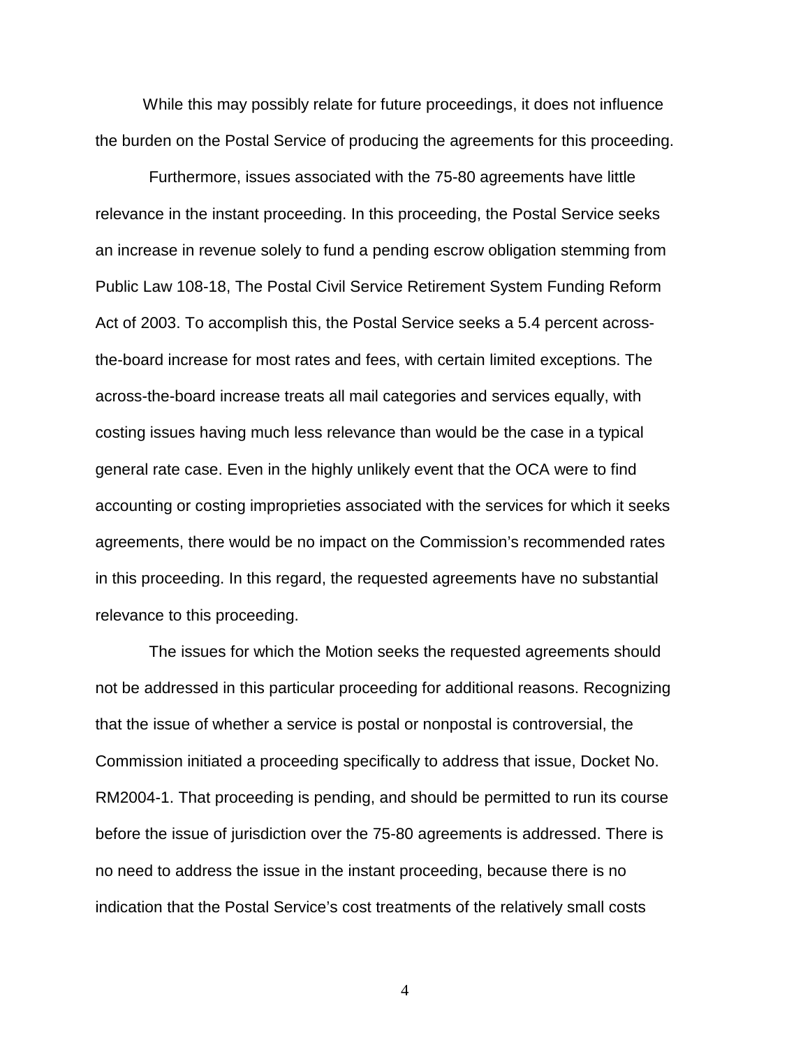While this may possibly relate for future proceedings, it does not influence the burden on the Postal Service of producing the agreements for this proceeding.

Furthermore, issues associated with the 75-80 agreements have little relevance in the instant proceeding. In this proceeding, the Postal Service seeks an increase in revenue solely to fund a pending escrow obligation stemming from Public Law 108-18, The Postal Civil Service Retirement System Funding Reform Act of 2003. To accomplish this, the Postal Service seeks a 5.4 percent across-the-board increase for most rates and fees, with certain limited exceptions. The across-the-board increase treats all mail categories and services equally, with costing issues having much less relevance than would be the case in a typical general rate case. Even in the highly unlikely event that the OCA were to find accounting or costing improprieties associated with the services for which it seeks agreements, there would be no impact on the Commission's recommended rates in this proceeding. In this regard, the requested agreements have no substantial relevance to this proceeding.

The issues for which the Motion seeks the requested agreements should not be addressed in this particular proceeding for additional reasons. Recognizing that the issue of whether a service is postal or nonpostal is controversial, the Commission initiated a proceeding specifically to address that issue, Docket No. RM2004-1. That proceeding is pending, and should be permitted to run its course before the issue of jurisdiction over the 75-80 agreements is addressed. There is no need to address the issue in the instant proceeding, because there is no indication that the Postal Service's cost treatments of the relatively small costs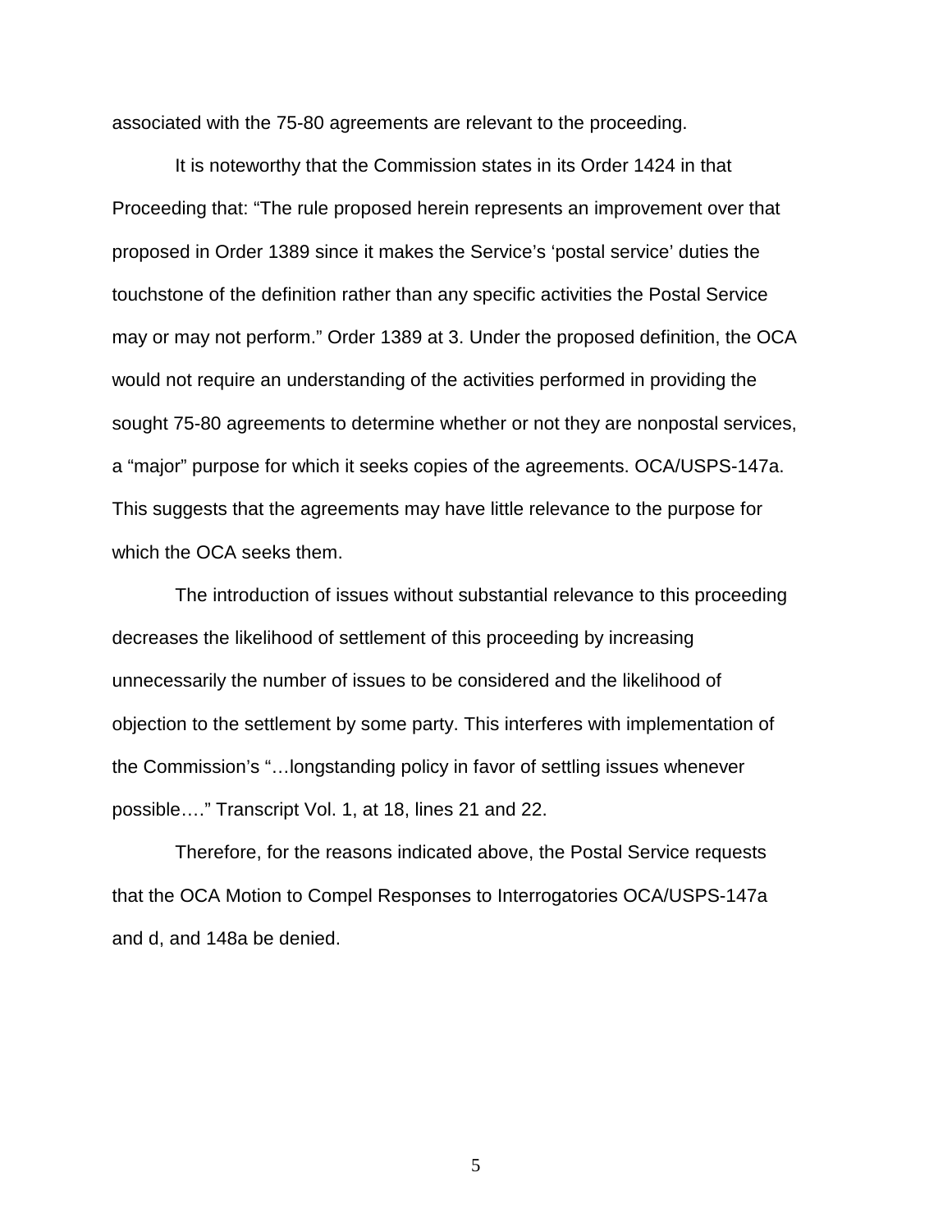associated with the 75-80 agreements are relevant to the proceeding.

It is noteworthy that the Commission states in its Order 1424 in that Proceeding that: “The rule proposed herein represents an improvement over that proposed in Order 1389 since it makes the Service’s ‘postal service’ duties the touchstone of the definition rather than any specific activities the Postal Service may or may not perform.” Order 1389 at 3. Under the proposed definition, the OCA would not require an understanding of the activities performed in providing the sought 75-80 agreements to determine whether or not they are nonpostal services, a “major” purpose for which it seeks copies of the agreements. OCA/USPS-147a. This suggests that the agreements may have little relevance to the purpose for which the OCA seeks them.

The introduction of issues without substantial relevance to this proceeding decreases the likelihood of settlement of this proceeding by increasing unnecessarily the number of issues to be considered and the likelihood of objection to the settlement by some party. This interferes with implementation of the Commission’s “…longstanding policy in favor of settling issues whenever possible….” Transcript Vol. 1, at 18, lines 21 and 22.

Therefore, for the reasons indicated above, the Postal Service requests that the OCA Motion to Compel Responses to Interrogatories OCA/USPS-147a and d, and 148a be denied.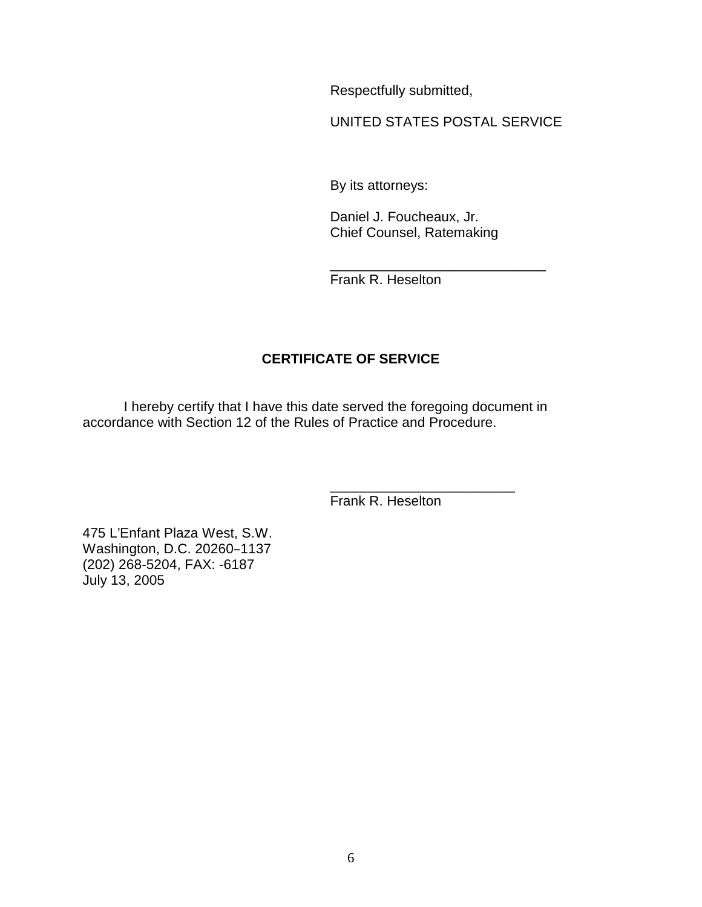Respectfully submitted,

UNITED STATES POSTAL SERVICE

By its attorneys:

Daniel J. Foucheaux, Jr.
Chief Counsel, Ratemaking

_____________________________
Frank R. Heselton

**CERTIFICATE OF SERVICE**

I hereby certify that I have this date served the foregoing document in accordance with Section 12 of the Rules of Practice and Procedure.

________________________
Frank R. Heselton

475 L'Enfant Plaza West, S.W.
Washington, D.C. 20260–1137
(202) 268-5204, FAX: -6187
July 13, 2005